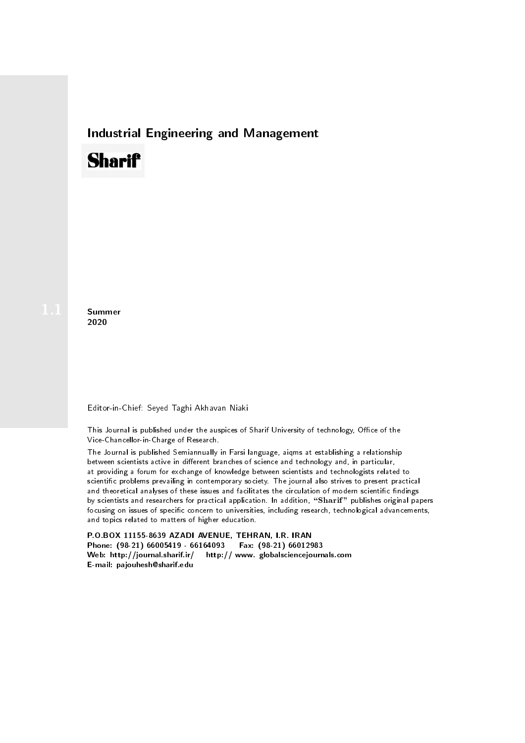# Industrial Engineering and Management

**Sharif**

1.1

**Summer**
**2020**

Editor-in-Chief: Seyed Taghi Akhavan Niaki

This Journal is published under the auspices of Sharif University of technology, Office of the Vice-Chancellor-in-Charge of Research.

The Journal is published Semiannually in Farsi language, aiqms at establishing a relationship between scientists active in different branches of science and technology and, in particular, at providing a forum for exchange of knowledge between scientists and technologists related to scientific problems prevailing in contemporary society. The journal also strives to present practical and theoretical analyses of these issues and facilitates the circulation of modern scientific findings by scientists and researchers for practical application. In addition, "**Sharif**" publishes original papers focusing on issues of specific concern to universities, including research, technological advancements, and topics related to matters of higher education.

**P.O.BOX 11155-8639 AZADI AVENUE, TEHRAN, I.R. IRAN**
**Phone: (98-21) 66005419 - 66164093 Fax: (98-21) 66012983**
**Web: http://journal.sharif.ir/ http:// www. globalsciencejournals.com**
**E-mail: pajouhesh@sharif.edu**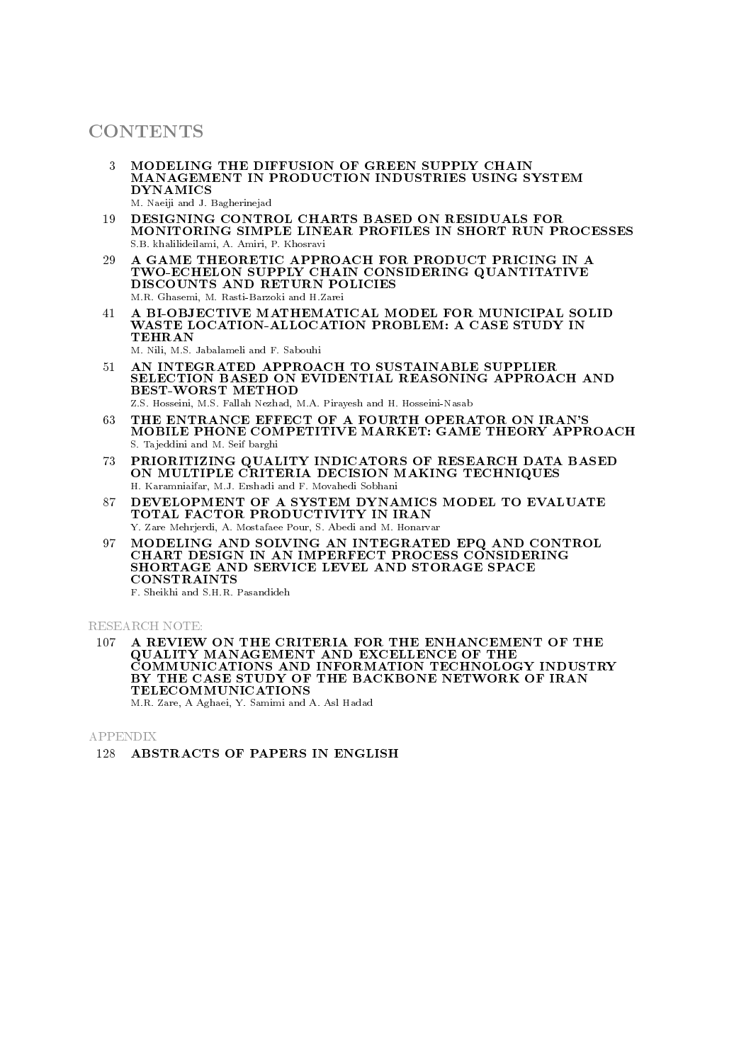# CONTENTS

3 **MODELING THE DIFFUSION OF GREEN SUPPLY CHAIN MANAGEMENT IN PRODUCTION INDUSTRIES USING SYSTEM DYNAMICS**
M. Naeiji and J. Bagherinejad

19 **DESIGNING CONTROL CHARTS BASED ON RESIDUALS FOR MONITORING SIMPLE LINEAR PROFILES IN SHORT RUN PROCESSES**
S.B. khalilideilami, A. Amiri, P. Khosravi

29 **A GAME THEORETIC APPROACH FOR PRODUCT PRICING IN A TWO-ECHELON SUPPLY CHAIN CONSIDERING QUANTITATIVE DISCOUNTS AND RETURN POLICIES**
M.R. Ghasemi, M. Rasti-Barzoki and H.Zarei

41 **A BI-OBJECTIVE MATHEMATICAL MODEL FOR MUNICIPAL SOLID WASTE LOCATION-ALLOCATION PROBLEM: A CASE STUDY IN TEHRAN**
M. Nili, M.S. Jabalameli and F. Sabouhi

51 **AN INTEGRATED APPROACH TO SUSTAINABLE SUPPLIER SELECTION BASED ON EVIDENTIAL REASONING APPROACH AND BEST-WORST METHOD**
Z.S. Hosseini, M.S. Fallah Nezhad, M.A. Pirayesh and H. Hosseini-Nasab

63 **THE ENTRANCE EFFECT OF A FOURTH OPERATOR ON IRAN'S MOBILE PHONE COMPETITIVE MARKET: GAME THEORY APPROACH**
S. Tajeddini and M. Seif barghi

73 **PRIORITIZING QUALITY INDICATORS OF RESEARCH DATA BASED ON MULTIPLE CRITERIA DECISION MAKING TECHNIQUES**
H. Karamniaifar, M.J. Ershadi and F. Movahedi Sobhani

87 **DEVELOPMENT OF A SYSTEM DYNAMICS MODEL TO EVALUATE TOTAL FACTOR PRODUCTIVITY IN IRAN**
Y. Zare Mehrjerdi, A. Mostafaee Pour, S. Abedi and M. Honarvar

97 **MODELING AND SOLVING AN INTEGRATED EPQ AND CONTROL CHART DESIGN IN AN IMPERFECT PROCESS CONSIDERING SHORTAGE AND SERVICE LEVEL AND STORAGE SPACE CONSTRAINTS**
F. Sheikhi and S.H.R. Pasandideh

RESEARCH NOTE:

107 **A REVIEW ON THE CRITERIA FOR THE ENHANCEMENT OF THE QUALITY MANAGEMENT AND EXCELLENCE OF THE COMMUNICATIONS AND INFORMATION TECHNOLOGY INDUSTRY BY THE CASE STUDY OF THE BACKBONE NETWORK OF IRAN TELECOMMUNICATIONS**
M.R. Zare, A Aghaei, Y. Samimi and A. Asl Hadad

APPENDIX

128 **ABSTRACTS OF PAPERS IN ENGLISH**